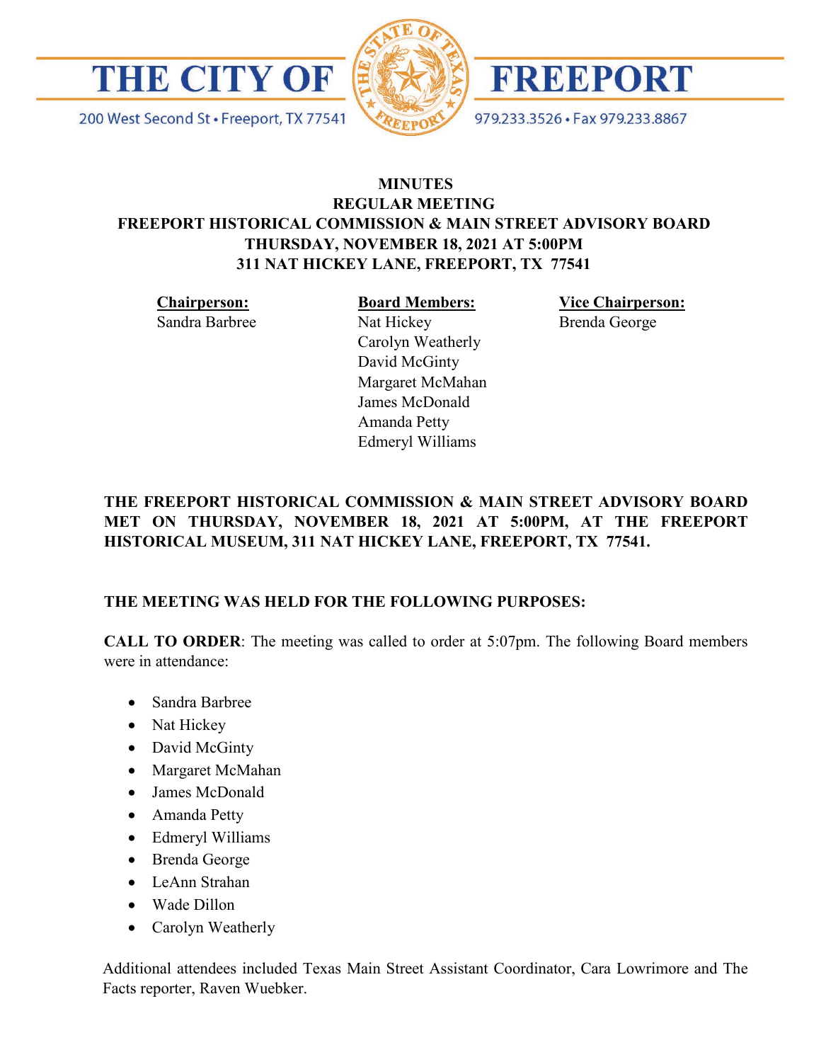# THE CITY OF FREEPORT

200 West Second St • Freeport, TX 77541

979.233.3526 • Fax 979.233.8867

**MINUTES**
**REGULAR MEETING**
**FREEPORT HISTORICAL COMMISSION & MAIN STREET ADVISORY BOARD**
**THURSDAY, NOVEMBER 18, 2021 AT 5:00PM**
**311 NAT HICKEY LANE, FREEPORT, TX 77541**

**Chairperson:**
Sandra Barbree

**Board Members:**
Nat Hickey
Carolyn Weatherly
David McGinty
Margaret McMahan
James McDonald
Amanda Petty
Edmeryl Williams

**Vice Chairperson:**
Brenda George

**THE FREEPORT HISTORICAL COMMISSION & MAIN STREET ADVISORY BOARD MET ON THURSDAY, NOVEMBER 18, 2021 AT 5:00PM, AT THE FREEPORT HISTORICAL MUSEUM, 311 NAT HICKEY LANE, FREEPORT, TX 77541.**

**THE MEETING WAS HELD FOR THE FOLLOWING PURPOSES:**

**CALL TO ORDER**: The meeting was called to order at 5:07pm. The following Board members were in attendance:

- Sandra Barbree
- Nat Hickey
- David McGinty
- Margaret McMahan
- James McDonald
- Amanda Petty
- Edmeryl Williams
- Brenda George
- LeAnn Strahan
- Wade Dillon
- Carolyn Weatherly

Additional attendees included Texas Main Street Assistant Coordinator, Cara Lowrimore and The Facts reporter, Raven Wuebker.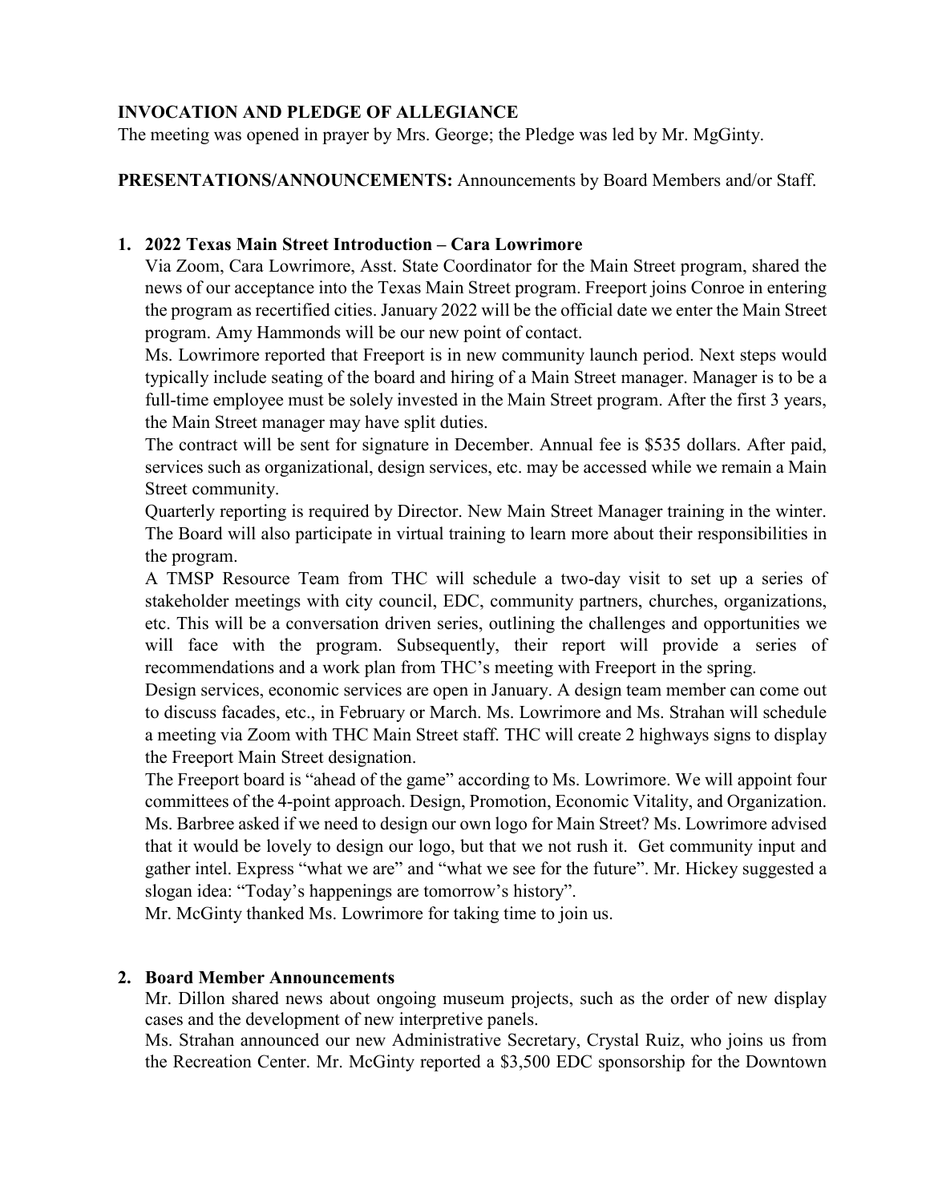**INVOCATION AND PLEDGE OF ALLEGIANCE**
The meeting was opened in prayer by Mrs. George; the Pledge was led by Mr. MgGinty.

**PRESENTATIONS/ANNOUNCEMENTS:** Announcements by Board Members and/or Staff.

1. **2022 Texas Main Street Introduction – Cara Lowrimore**
   Via Zoom, Cara Lowrimore, Asst. State Coordinator for the Main Street program, shared the news of our acceptance into the Texas Main Street program. Freeport joins Conroe in entering the program as recertified cities. January 2022 will be the official date we enter the Main Street program. Amy Hammonds will be our new point of contact.
   Ms. Lowrimore reported that Freeport is in new community launch period. Next steps would typically include seating of the board and hiring of a Main Street manager. Manager is to be a full-time employee must be solely invested in the Main Street program. After the first 3 years, the Main Street manager may have split duties.
   The contract will be sent for signature in December. Annual fee is $535 dollars. After paid, services such as organizational, design services, etc. may be accessed while we remain a Main Street community.
   Quarterly reporting is required by Director. New Main Street Manager training in the winter. The Board will also participate in virtual training to learn more about their responsibilities in the program.
   A TMSP Resource Team from THC will schedule a two-day visit to set up a series of stakeholder meetings with city council, EDC, community partners, churches, organizations, etc. This will be a conversation driven series, outlining the challenges and opportunities we will face with the program. Subsequently, their report will provide a series of recommendations and a work plan from THC's meeting with Freeport in the spring.
   Design services, economic services are open in January. A design team member can come out to discuss facades, etc., in February or March. Ms. Lowrimore and Ms. Strahan will schedule a meeting via Zoom with THC Main Street staff. THC will create 2 highways signs to display the Freeport Main Street designation.
   The Freeport board is "ahead of the game" according to Ms. Lowrimore. We will appoint four committees of the 4-point approach. Design, Promotion, Economic Vitality, and Organization. Ms. Barbree asked if we need to design our own logo for Main Street? Ms. Lowrimore advised that it would be lovely to design our logo, but that we not rush it. Get community input and gather intel. Express "what we are" and "what we see for the future". Mr. Hickey suggested a slogan idea: "Today's happenings are tomorrow's history".
   Mr. McGinty thanked Ms. Lowrimore for taking time to join us.

2. **Board Member Announcements**
   Mr. Dillon shared news about ongoing museum projects, such as the order of new display cases and the development of new interpretive panels.
   Ms. Strahan announced our new Administrative Secretary, Crystal Ruiz, who joins us from the Recreation Center. Mr. McGinty reported a $3,500 EDC sponsorship for the Downtown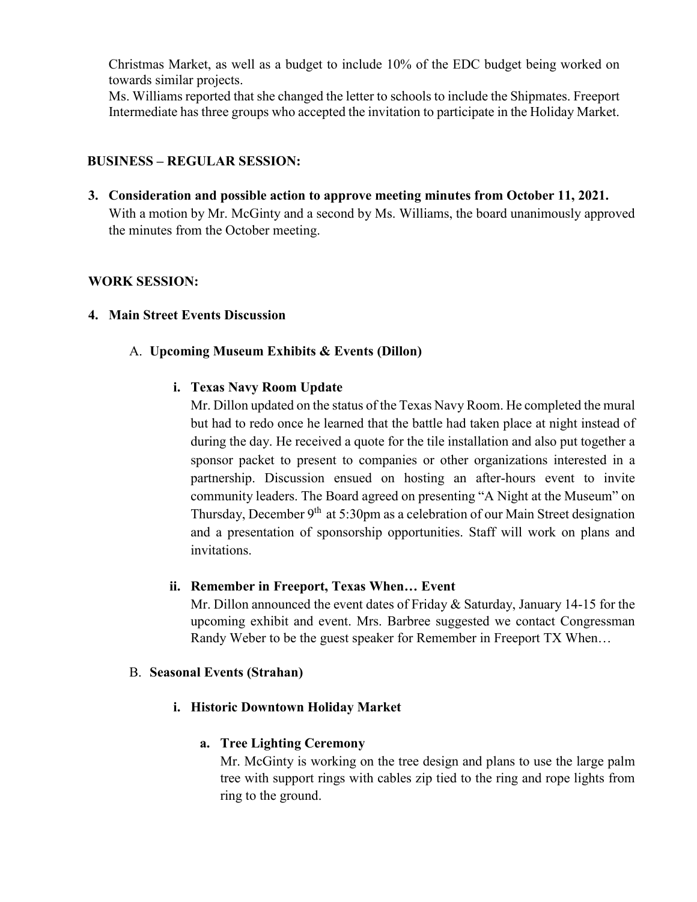Christmas Market, as well as a budget to include 10% of the EDC budget being worked on towards similar projects.
Ms. Williams reported that she changed the letter to schools to include the Shipmates. Freeport Intermediate has three groups who accepted the invitation to participate in the Holiday Market.

## BUSINESS – REGULAR SESSION:

**3. Consideration and possible action to approve meeting minutes from October 11, 2021.**
With a motion by Mr. McGinty and a second by Ms. Williams, the board unanimously approved the minutes from the October meeting.

## WORK SESSION:

**4. Main Street Events Discussion**

A. **Upcoming Museum Exhibits & Events (Dillon)**

**i. Texas Navy Room Update**
Mr. Dillon updated on the status of the Texas Navy Room. He completed the mural but had to redo once he learned that the battle had taken place at night instead of during the day. He received a quote for the tile installation and also put together a sponsor packet to present to companies or other organizations interested in a partnership. Discussion ensued on hosting an after-hours event to invite community leaders. The Board agreed on presenting "A Night at the Museum" on Thursday, December 9th at 5:30pm as a celebration of our Main Street designation and a presentation of sponsorship opportunities. Staff will work on plans and invitations.

**ii. Remember in Freeport, Texas When… Event**
Mr. Dillon announced the event dates of Friday & Saturday, January 14-15 for the upcoming exhibit and event. Mrs. Barbree suggested we contact Congressman Randy Weber to be the guest speaker for Remember in Freeport TX When…

B. **Seasonal Events (Strahan)**

**i. Historic Downtown Holiday Market**

**a. Tree Lighting Ceremony**
Mr. McGinty is working on the tree design and plans to use the large palm tree with support rings with cables zip tied to the ring and rope lights from ring to the ground.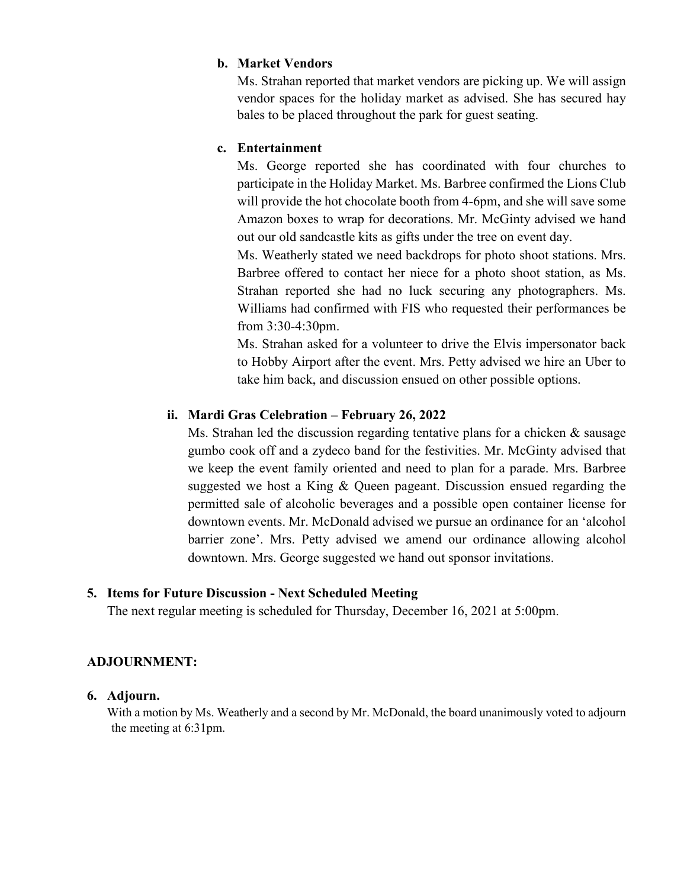**b. Market Vendors**

Ms. Strahan reported that market vendors are picking up. We will assign vendor spaces for the holiday market as advised. She has secured hay bales to be placed throughout the park for guest seating.

**c. Entertainment**

Ms. George reported she has coordinated with four churches to participate in the Holiday Market. Ms. Barbree confirmed the Lions Club will provide the hot chocolate booth from 4-6pm, and she will save some Amazon boxes to wrap for decorations. Mr. McGinty advised we hand out our old sandcastle kits as gifts under the tree on event day.

Ms. Weatherly stated we need backdrops for photo shoot stations. Mrs. Barbree offered to contact her niece for a photo shoot station, as Ms. Strahan reported she had no luck securing any photographers. Ms. Williams had confirmed with FIS who requested their performances be from 3:30-4:30pm.

Ms. Strahan asked for a volunteer to drive the Elvis impersonator back to Hobby Airport after the event. Mrs. Petty advised we hire an Uber to take him back, and discussion ensued on other possible options.

**ii. Mardi Gras Celebration – February 26, 2022**

Ms. Strahan led the discussion regarding tentative plans for a chicken & sausage gumbo cook off and a zydeco band for the festivities. Mr. McGinty advised that we keep the event family oriented and need to plan for a parade. Mrs. Barbree suggested we host a King & Queen pageant. Discussion ensued regarding the permitted sale of alcoholic beverages and a possible open container license for downtown events. Mr. McDonald advised we pursue an ordinance for an 'alcohol barrier zone'. Mrs. Petty advised we amend our ordinance allowing alcohol downtown. Mrs. George suggested we hand out sponsor invitations.

**5. Items for Future Discussion - Next Scheduled Meeting**

The next regular meeting is scheduled for Thursday, December 16, 2021 at 5:00pm.

**ADJOURNMENT:**

**6. Adjourn.**

With a motion by Ms. Weatherly and a second by Mr. McDonald, the board unanimously voted to adjourn the meeting at 6:31pm.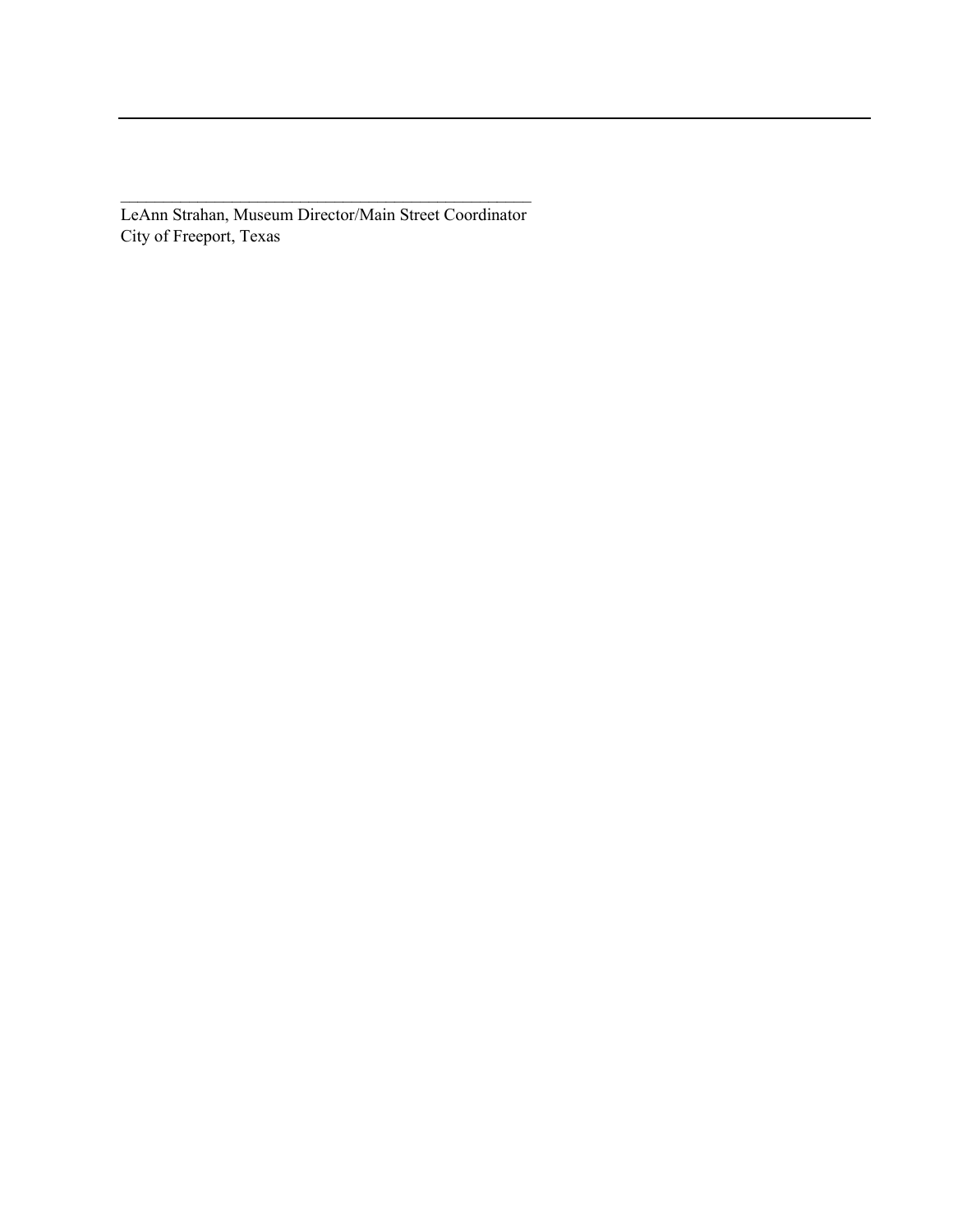---

\_\_\_\_\_\_\_\_\_\_\_\_\_\_\_\_\_\_\_\_\_\_\_\_\_\_\_\_\_\_\_\_\_\_\_\_\_\_\_\_\_\_\_\_\_\_\_\_

LeAnn Strahan, Museum Director/Main Street Coordinator  
City of Freeport, Texas